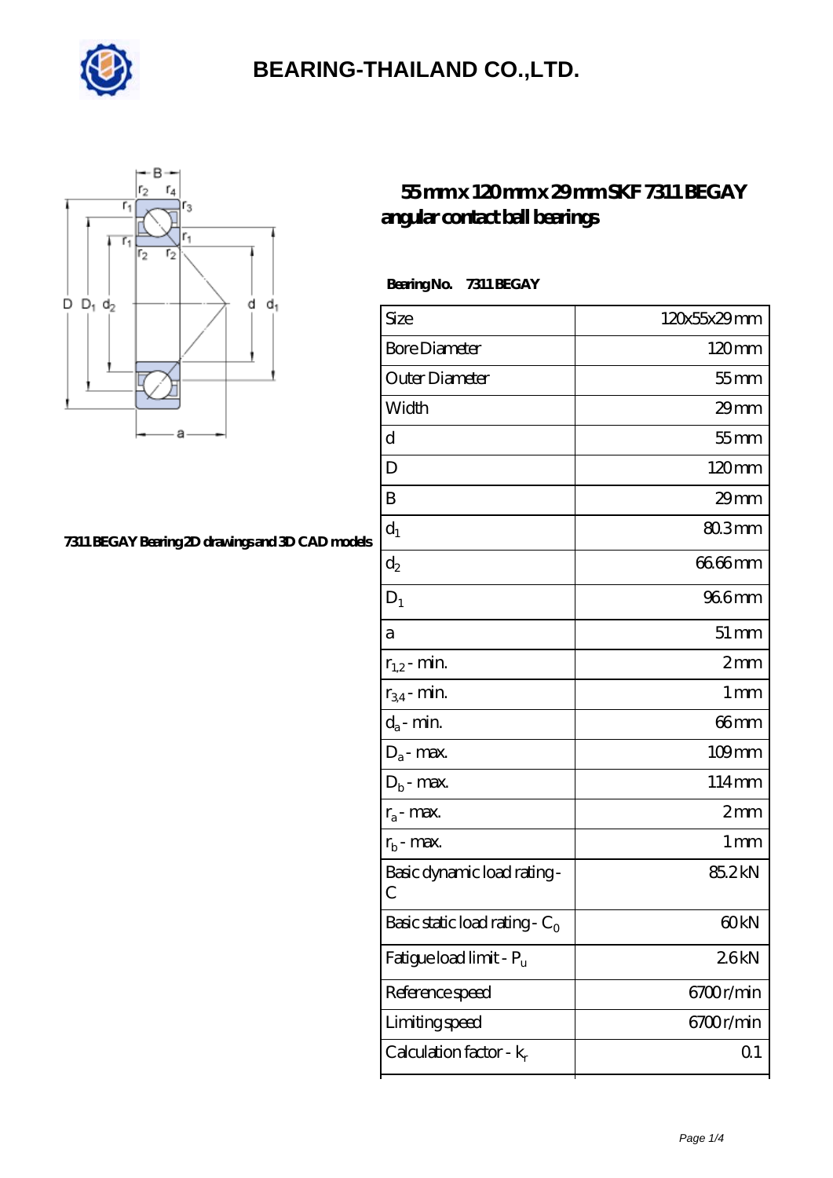# BEARING-THAILAND CO.,LTD.

## 55 mm x 120 mm x 29 mm SKF 7311 BEGAY angular contact ball bearings

7311 BEGAY Bearing 2D drawings and 3D CAD models

**Bearing No.** 7311 BEGAY

| | |
|---|---|
| Size | 120x55x29 mm |
| Bore Diameter | 120 mm |
| Outer Diameter | 55 mm |
| Width | 29 mm |
| d | 55 mm |
| D | 120 mm |
| B | 29 mm |
| $d_1$ | 80.3 mm |
| $d_2$ | 66.66 mm |
| $D_1$ | 96.6 mm |
| a | 51 mm |
| $r_{1,2}$ - min. | 2 mm |
| $r_{3,4}$ - min. | 1 mm |
| $d_a$ - min. | 66 mm |
| $D_a$ - max. | 109 mm |
| $D_b$ - max. | 114 mm |
| $r_a$ - max. | 2 mm |
| $r_b$ - max. | 1 mm |
| Basic dynamic load rating - C | 85.2 kN |
| Basic static load rating - $C_0$ | 60 kN |
| Fatigue load limit - $P_u$ | 2.6 kN |
| Reference speed | 6700 r/min |
| Limiting speed | 6700 r/min |
| Calculation factor - $k_r$ | 0.1 |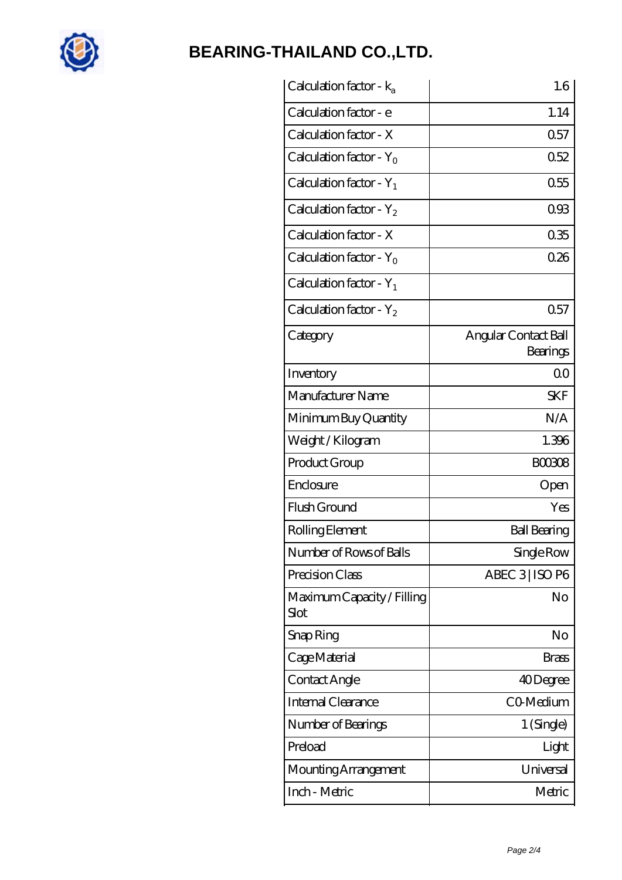# BEARING-THAILAND CO.,LTD.

| | |
|---|---|
| Calculation factor - $k_a$ | 1.6 |
| Calculation factor - e | 1.14 |
| Calculation factor - X | 0.57 |
| Calculation factor - $Y_0$ | 0.52 |
| Calculation factor - $Y_1$ | 0.55 |
| Calculation factor - $Y_2$ | 0.93 |
| Calculation factor - X | 0.35 |
| Calculation factor - $Y_0$ | 0.26 |
| Calculation factor - $Y_1$ | |
| Calculation factor - $Y_2$ | 0.57 |
| Category | Angular Contact Ball Bearings |
| Inventory | 0.0 |
| Manufacturer Name | SKF |
| Minimum Buy Quantity | N/A |
| Weight / Kilogram | 1.396 |
| Product Group | B00308 |
| Enclosure | Open |
| Flush Ground | Yes |
| Rolling Element | Ball Bearing |
| Number of Rows of Balls | Single Row |
| Precision Class | ABEC 3 \| ISO P6 |
| Maximum Capacity / Filling Slot | No |
| Snap Ring | No |
| Cage Material | Brass |
| Contact Angle | 40 Degree |
| Internal Clearance | C0-Medium |
| Number of Bearings | 1 (Single) |
| Preload | Light |
| Mounting Arrangement | Universal |
| Inch - Metric | Metric |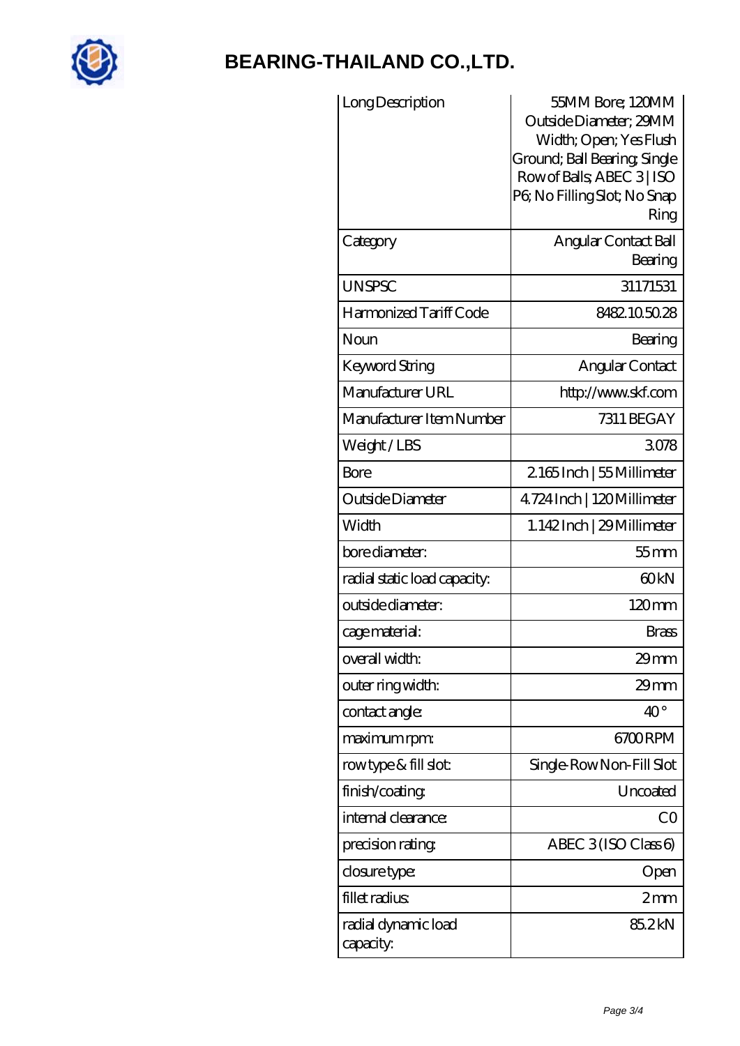| Long Description | 55MM Bore; 120MM Outside Diameter; 29MM Width; Open; Yes Flush Ground; Ball Bearing; Single Row of Balls; ABEC 3 \| ISO P6; No Filling Slot; No Snap Ring |
|---|---|
| Category | Angular Contact Ball Bearing |
| UNSPSC | 31171531 |
| Harmonized Tariff Code | 8482.10.50.28 |
| Noun | Bearing |
| Keyword String | Angular Contact |
| Manufacturer URL | http://www.skf.com |
| Manufacturer Item Number | 7311 BEGAY |
| Weight / LBS | 3.078 |
| Bore | 2.165 Inch \| 55 Millimeter |
| Outside Diameter | 4.724 Inch \| 120 Millimeter |
| Width | 1.142 Inch \| 29 Millimeter |
| bore diameter: | 55 mm |
| radial static load capacity: | 60 kN |
| outside diameter: | 120 mm |
| cage material: | Brass |
| overall width: | 29 mm |
| outer ring width: | 29 mm |
| contact angle: | 40 ° |
| maximum rpm: | 6700 RPM |
| row type & fill slot: | Single-Row Non-Fill Slot |
| finish/coating: | Uncoated |
| internal clearance: | C0 |
| precision rating: | ABEC 3 (ISO Class 6) |
| closure type: | Open |
| fillet radius: | 2 mm |
| radial dynamic load capacity: | 85.2 kN |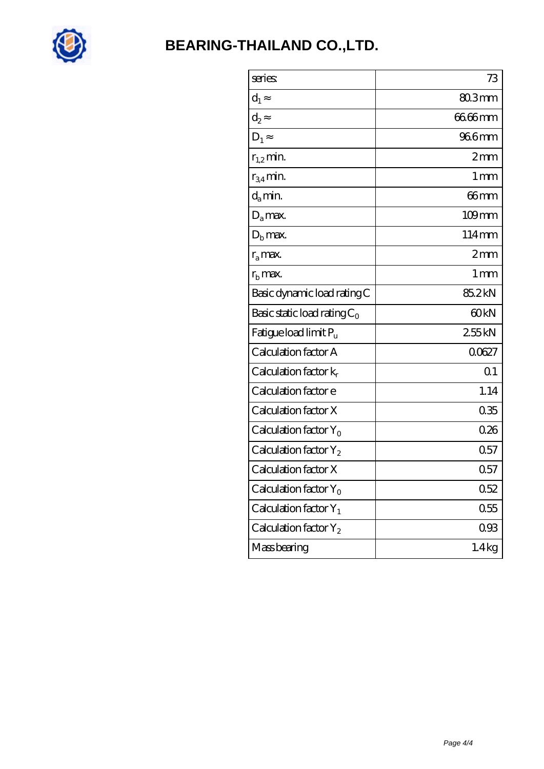# BEARING-THAILAND CO.,LTD.

| | |
|---|---|
| series: | 73 |
| $d_1 \approx$ | 80.3 mm |
| $d_2 \approx$ | 66.66 mm |
| $D_1 \approx$ | 96.6 mm |
| $r_{1,2}$ min. | 2 mm |
| $r_{3,4}$ min. | 1 mm |
| $d_a$ min. | 66 mm |
| $D_a$ max. | 109 mm |
| $D_b$ max. | 114 mm |
| $r_a$ max. | 2 mm |
| $r_b$ max. | 1 mm |
| Basic dynamic load rating C | 85.2 kN |
| Basic static load rating $C_0$ | 60 kN |
| Fatigue load limit $P_u$ | 2.55 kN |
| Calculation factor A | 0.0627 |
| Calculation factor $k_r$ | 0.1 |
| Calculation factor e | 1.14 |
| Calculation factor X | 0.35 |
| Calculation factor $Y_0$ | 0.26 |
| Calculation factor $Y_2$ | 0.57 |
| Calculation factor X | 0.57 |
| Calculation factor $Y_0$ | 0.52 |
| Calculation factor $Y_1$ | 0.55 |
| Calculation factor $Y_2$ | 0.93 |
| Mass bearing | 1.4 kg |